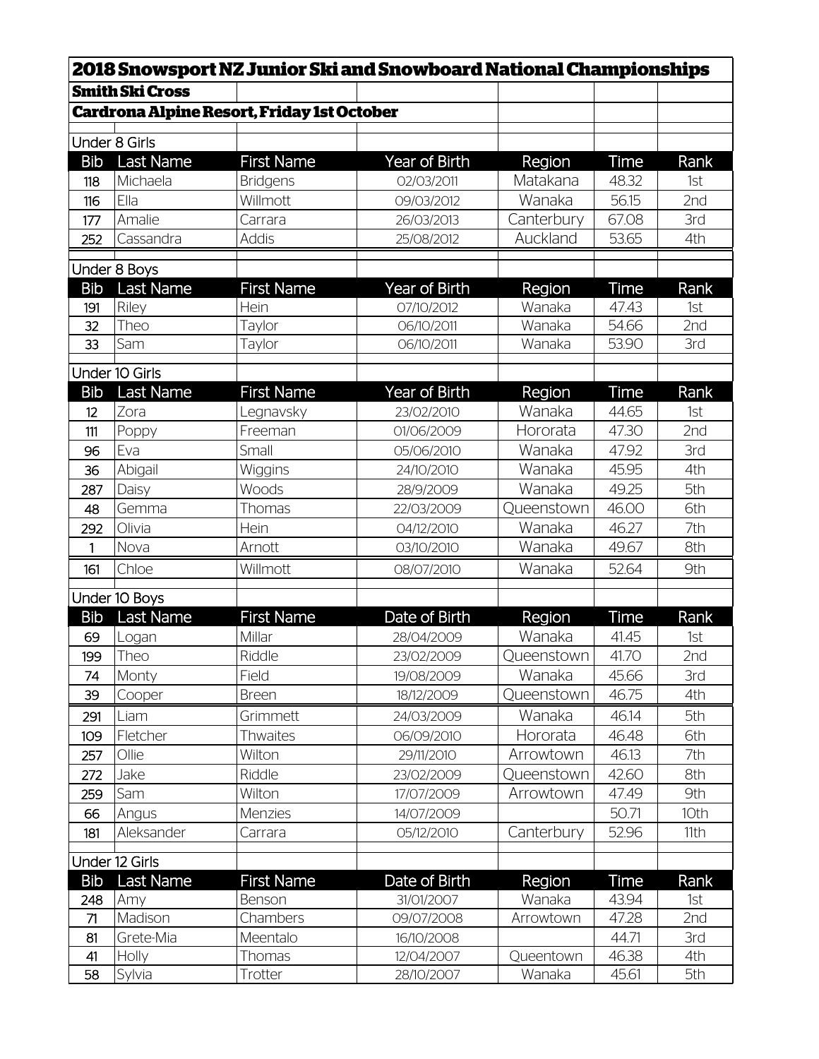# 2018 Snowsport NZ Junior Ski and Snowboard National Championships

## Smith Ski Cross

### Cardrona Alpine Resort, Friday 1st October

**Under 8 Girls**

| Bib | Last Name | First Name | Year of Birth | Region | Time | Rank |
|---|---|---|---|---|---|---|
| 118 | Michaela | Bridgens | 02/03/2011 | Matakana | 48.32 | 1st |
| 116 | Ella | Willmott | 09/03/2012 | Wanaka | 56.15 | 2nd |
| 177 | Amalie | Carrara | 26/03/2013 | Canterbury | 67.08 | 3rd |
| 252 | Cassandra | Addis | 25/08/2012 | Auckland | 53.65 | 4th |

**Under 8 Boys**

| Bib | Last Name | First Name | Year of Birth | Region | Time | Rank |
|---|---|---|---|---|---|---|
| 191 | Riley | Hein | 07/10/2012 | Wanaka | 47.43 | 1st |
| 32 | Theo | Taylor | 06/10/2011 | Wanaka | 54.66 | 2nd |
| 33 | Sam | Taylor | 06/10/2011 | Wanaka | 53.90 | 3rd |

**Under 10 Girls**

| Bib | Last Name | First Name | Year of Birth | Region | Time | Rank |
|---|---|---|---|---|---|---|
| 12 | Zora | Legnavsky | 23/02/2010 | Wanaka | 44.65 | 1st |
| 111 | Poppy | Freeman | 01/06/2009 | Hororata | 47.30 | 2nd |
| 96 | Eva | Small | 05/06/2010 | Wanaka | 47.92 | 3rd |
| 36 | Abigail | Wiggins | 24/10/2010 | Wanaka | 45.95 | 4th |
| 287 | Daisy | Woods | 28/9/2009 | Wanaka | 49.25 | 5th |
| 48 | Gemma | Thomas | 22/03/2009 | Queenstown | 46.00 | 6th |
| 292 | Olivia | Hein | 04/12/2010 | Wanaka | 46.27 | 7th |
| 1 | Nova | Arnott | 03/10/2010 | Wanaka | 49.67 | 8th |
| 161 | Chloe | Willmott | 08/07/2010 | Wanaka | 52.64 | 9th |

**Under 10 Boys**

| Bib | Last Name | First Name | Date of Birth | Region | Time | Rank |
|---|---|---|---|---|---|---|
| 69 | Logan | Millar | 28/04/2009 | Wanaka | 41.45 | 1st |
| 199 | Theo | Riddle | 23/02/2009 | Queenstown | 41.70 | 2nd |
| 74 | Monty | Field | 19/08/2009 | Wanaka | 45.66 | 3rd |
| 39 | Cooper | Breen | 18/12/2009 | Queenstown | 46.75 | 4th |
| 291 | Liam | Grimmett | 24/03/2009 | Wanaka | 46.14 | 5th |
| 109 | Fletcher | Thwaites | 06/09/2010 | Hororata | 46.48 | 6th |
| 257 | Ollie | Wilton | 29/11/2010 | Arrowtown | 46.13 | 7th |
| 272 | Jake | Riddle | 23/02/2009 | Queenstown | 42.60 | 8th |
| 259 | Sam | Wilton | 17/07/2009 | Arrowtown | 47.49 | 9th |
| 66 | Angus | Menzies | 14/07/2009 | | 50.71 | 10th |
| 181 | Aleksander | Carrara | 05/12/2010 | Canterbury | 52.96 | 11th |

**Under 12 Girls**

| Bib | Last Name | First Name | Date of Birth | Region | Time | Rank |
|---|---|---|---|---|---|---|
| 248 | Amy | Benson | 31/01/2007 | Wanaka | 43.94 | 1st |
| 71 | Madison | Chambers | 09/07/2008 | Arrowtown | 47.28 | 2nd |
| 81 | Grete-Mia | Meentalo | 16/10/2008 | | 44.71 | 3rd |
| 41 | Holly | Thomas | 12/04/2007 | Queentown | 46.38 | 4th |
| 58 | Sylvia | Trotter | 28/10/2007 | Wanaka | 45.61 | 5th |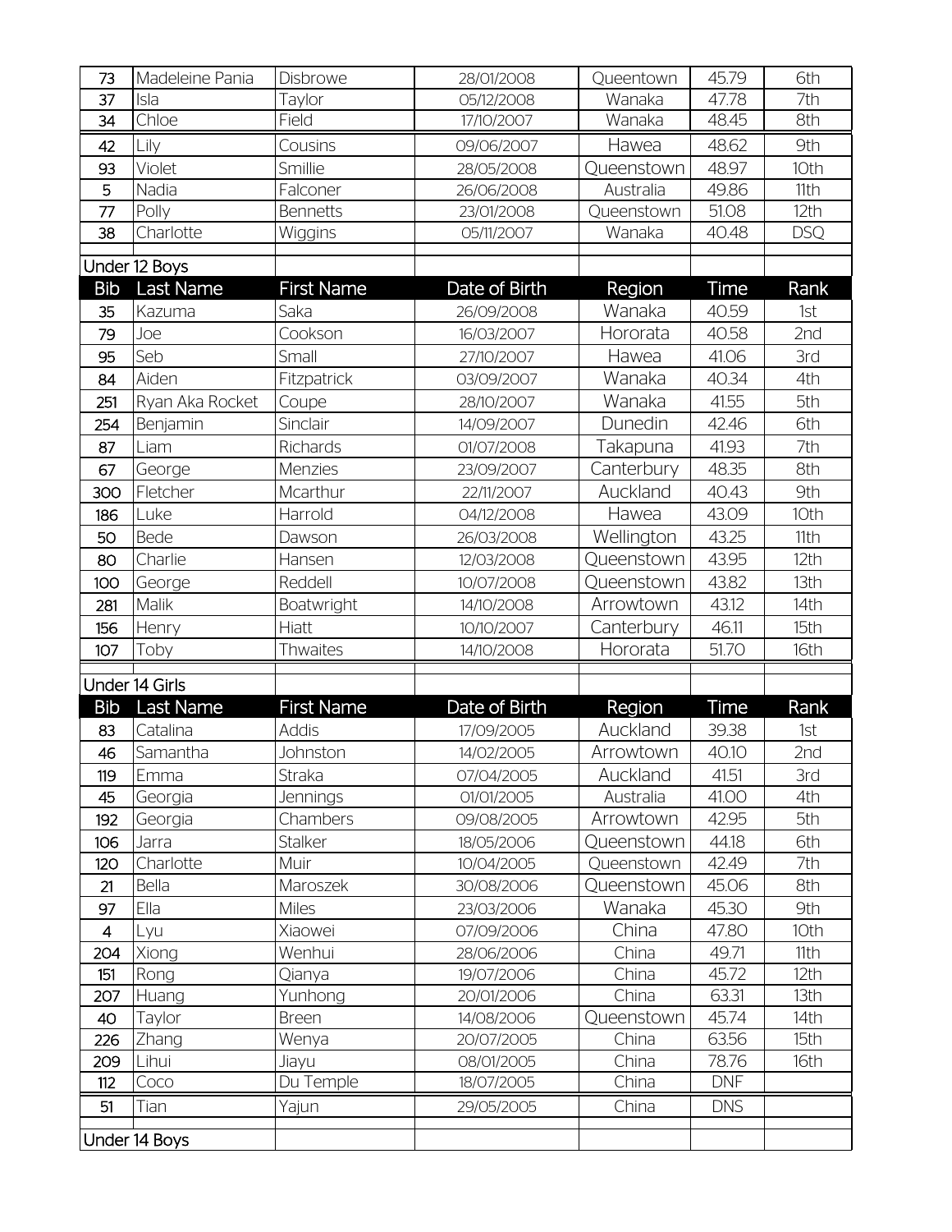| | | | | | | |
|---|---|---|---|---|---|---|
| 73 | Madeleine Pania | Disbrowe | 28/01/2008 | Queentown | 45.79 | 6th |
| 37 | Isla | Taylor | 05/12/2008 | Wanaka | 47.78 | 7th |
| 34 | Chloe | Field | 17/10/2007 | Wanaka | 48.45 | 8th |
| 42 | Lily | Cousins | 09/06/2007 | Hawea | 48.62 | 9th |
| 93 | Violet | Smillie | 28/05/2008 | Queenstown | 48.97 | 10th |
| 5 | Nadia | Falconer | 26/06/2008 | Australia | 49.86 | 11th |
| 77 | Polly | Bennetts | 23/01/2008 | Queenstown | 51.08 | 12th |
| 38 | Charlotte | Wiggins | 05/11/2007 | Wanaka | 40.48 | DSQ |

Under 12 Boys

| Bib | Last Name | First Name | Date of Birth | Region | Time | Rank |
|---|---|---|---|---|---|---|
| 35 | Kazuma | Saka | 26/09/2008 | Wanaka | 40.59 | 1st |
| 79 | Joe | Cookson | 16/03/2007 | Hororata | 40.58 | 2nd |
| 95 | Seb | Small | 27/10/2007 | Hawea | 41.06 | 3rd |
| 84 | Aiden | Fitzpatrick | 03/09/2007 | Wanaka | 40.34 | 4th |
| 251 | Ryan Aka Rocket | Coupe | 28/10/2007 | Wanaka | 41.55 | 5th |
| 254 | Benjamin | Sinclair | 14/09/2007 | Dunedin | 42.46 | 6th |
| 87 | Liam | Richards | 01/07/2008 | Takapuna | 41.93 | 7th |
| 67 | George | Menzies | 23/09/2007 | Canterbury | 48.35 | 8th |
| 300 | Fletcher | Mcarthur | 22/11/2007 | Auckland | 40.43 | 9th |
| 186 | Luke | Harrold | 04/12/2008 | Hawea | 43.09 | 10th |
| 50 | Bede | Dawson | 26/03/2008 | Wellington | 43.25 | 11th |
| 80 | Charlie | Hansen | 12/03/2008 | Queenstown | 43.95 | 12th |
| 100 | George | Reddell | 10/07/2008 | Queenstown | 43.82 | 13th |
| 281 | Malik | Boatwright | 14/10/2008 | Arrowtown | 43.12 | 14th |
| 156 | Henry | Hiatt | 10/10/2007 | Canterbury | 46.11 | 15th |
| 107 | Toby | Thwaites | 14/10/2008 | Hororata | 51.70 | 16th |

Under 14 Girls

| Bib | Last Name | First Name | Date of Birth | Region | Time | Rank |
|---|---|---|---|---|---|---|
| 83 | Catalina | Addis | 17/09/2005 | Auckland | 39.38 | 1st |
| 46 | Samantha | Johnston | 14/02/2005 | Arrowtown | 40.10 | 2nd |
| 119 | Emma | Straka | 07/04/2005 | Auckland | 41.51 | 3rd |
| 45 | Georgia | Jennings | 01/01/2005 | Australia | 41.00 | 4th |
| 192 | Georgia | Chambers | 09/08/2005 | Arrowtown | 42.95 | 5th |
| 106 | Jarra | Stalker | 18/05/2006 | Queenstown | 44.18 | 6th |
| 120 | Charlotte | Muir | 10/04/2005 | Queenstown | 42.49 | 7th |
| 21 | Bella | Maroszek | 30/08/2006 | Queenstown | 45.06 | 8th |
| 97 | Ella | Miles | 23/03/2006 | Wanaka | 45.30 | 9th |
| 4 | Lyu | Xiaowei | 07/09/2006 | China | 47.80 | 10th |
| 204 | Xiong | Wenhui | 28/06/2006 | China | 49.71 | 11th |
| 151 | Rong | Qianya | 19/07/2006 | China | 45.72 | 12th |
| 207 | Huang | Yunhong | 20/01/2006 | China | 63.31 | 13th |
| 40 | Taylor | Breen | 14/08/2006 | Queenstown | 45.74 | 14th |
| 226 | Zhang | Wenya | 20/07/2005 | China | 63.56 | 15th |
| 209 | Lihui | Jiayu | 08/01/2005 | China | 78.76 | 16th |
| 112 | Coco | Du Temple | 18/07/2005 | China | DNF | |
| 51 | Tian | Yajun | 29/05/2005 | China | DNS | |

Under 14 Boys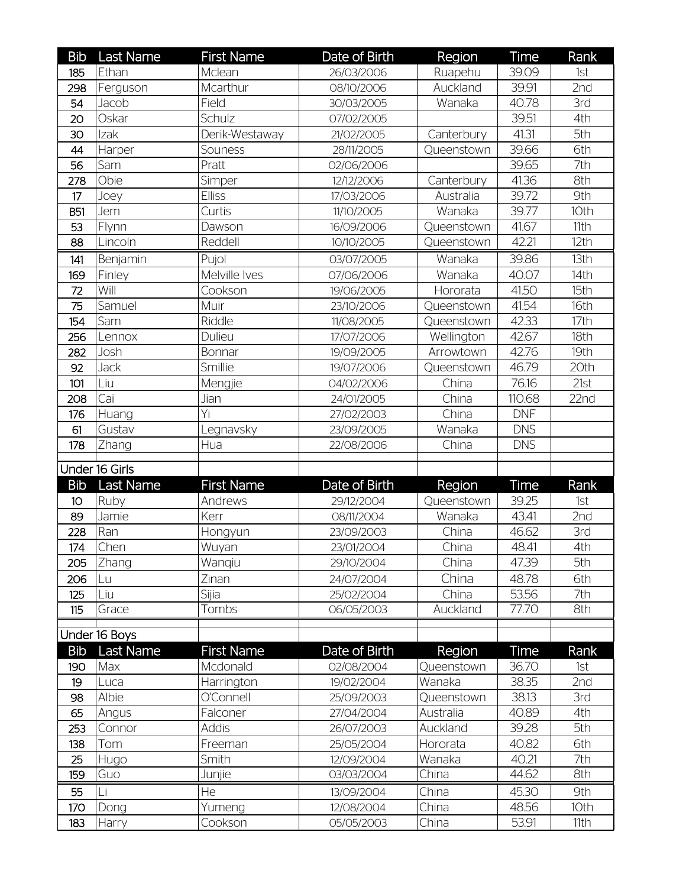| Bib | Last Name | First Name | Date of Birth | Region | Time | Rank |
|---|---|---|---|---|---|---|
| 185 | Ethan | Mclean | 26/03/2006 | Ruapehu | 39.09 | 1st |
| 298 | Ferguson | Mcarthur | 08/10/2006 | Auckland | 39.91 | 2nd |
| 54 | Jacob | Field | 30/03/2005 | Wanaka | 40.78 | 3rd |
| 20 | Oskar | Schulz | 07/02/2005 | | 39.51 | 4th |
| 30 | Izak | Derik-Westaway | 21/02/2005 | Canterbury | 41.31 | 5th |
| 44 | Harper | Souness | 28/11/2005 | Queenstown | 39.66 | 6th |
| 56 | Sam | Pratt | 02/06/2006 | | 39.65 | 7th |
| 278 | Obie | Simper | 12/12/2006 | Canterbury | 41.36 | 8th |
| 17 | Joey | Elliss | 17/03/2006 | Australia | 39.72 | 9th |
| B51 | Jem | Curtis | 11/10/2005 | Wanaka | 39.77 | 10th |
| 53 | Flynn | Dawson | 16/09/2006 | Queenstown | 41.67 | 11th |
| 88 | Lincoln | Reddell | 10/10/2005 | Queenstown | 42.21 | 12th |
| 141 | Benjamin | Pujol | 03/07/2005 | Wanaka | 39.86 | 13th |
| 169 | Finley | Melville Ives | 07/06/2006 | Wanaka | 40.07 | 14th |
| 72 | Will | Cookson | 19/06/2005 | Hororata | 41.50 | 15th |
| 75 | Samuel | Muir | 23/10/2006 | Queenstown | 41.54 | 16th |
| 154 | Sam | Riddle | 11/08/2005 | Queenstown | 42.33 | 17th |
| 256 | Lennox | Dulieu | 17/07/2006 | Wellington | 42.67 | 18th |
| 282 | Josh | Bonnar | 19/09/2005 | Arrowtown | 42.76 | 19th |
| 92 | Jack | Smillie | 19/07/2006 | Queenstown | 46.79 | 20th |
| 101 | Liu | Mengjie | 04/02/2006 | China | 76.16 | 21st |
| 208 | Cai | Jian | 24/01/2005 | China | 110.68 | 22nd |
| 176 | Huang | Yi | 27/02/2003 | China | DNF | |
| 61 | Gustav | Legnavsky | 23/09/2005 | Wanaka | DNS | |
| 178 | Zhang | Hua | 22/08/2006 | China | DNS | |

Under 16 Girls

| Bib | Last Name | First Name | Date of Birth | Region | Time | Rank |
|---|---|---|---|---|---|---|
| 10 | Ruby | Andrews | 29/12/2004 | Queenstown | 39.25 | 1st |
| 89 | Jamie | Kerr | 08/11/2004 | Wanaka | 43.41 | 2nd |
| 228 | Ran | Hongyun | 23/09/2003 | China | 46.62 | 3rd |
| 174 | Chen | Wuyan | 23/01/2004 | China | 48.41 | 4th |
| 205 | Zhang | Wanqiu | 29/10/2004 | China | 47.39 | 5th |
| 206 | Lu | Zinan | 24/07/2004 | China | 48.78 | 6th |
| 125 | Liu | Sijia | 25/02/2004 | China | 53.56 | 7th |
| 115 | Grace | Tombs | 06/05/2003 | Auckland | 77.70 | 8th |

Under 16 Boys

| Bib | Last Name | First Name | Date of Birth | Region | Time | Rank |
|---|---|---|---|---|---|---|
| 190 | Max | Mcdonald | 02/08/2004 | Queenstown | 36.70 | 1st |
| 19 | Luca | Harrington | 19/02/2004 | Wanaka | 38.35 | 2nd |
| 98 | Albie | O'Connell | 25/09/2003 | Queenstown | 38.13 | 3rd |
| 65 | Angus | Falconer | 27/04/2004 | Australia | 40.89 | 4th |
| 253 | Connor | Addis | 26/07/2003 | Auckland | 39.28 | 5th |
| 138 | Tom | Freeman | 25/05/2004 | Hororata | 40.82 | 6th |
| 25 | Hugo | Smith | 12/09/2004 | Wanaka | 40.21 | 7th |
| 159 | Guo | Junjie | 03/03/2004 | China | 44.62 | 8th |
| 55 | Li | He | 13/09/2004 | China | 45.30 | 9th |
| 170 | Dong | Yumeng | 12/08/2004 | China | 48.56 | 10th |
| 183 | Harry | Cookson | 05/05/2003 | China | 53.91 | 11th |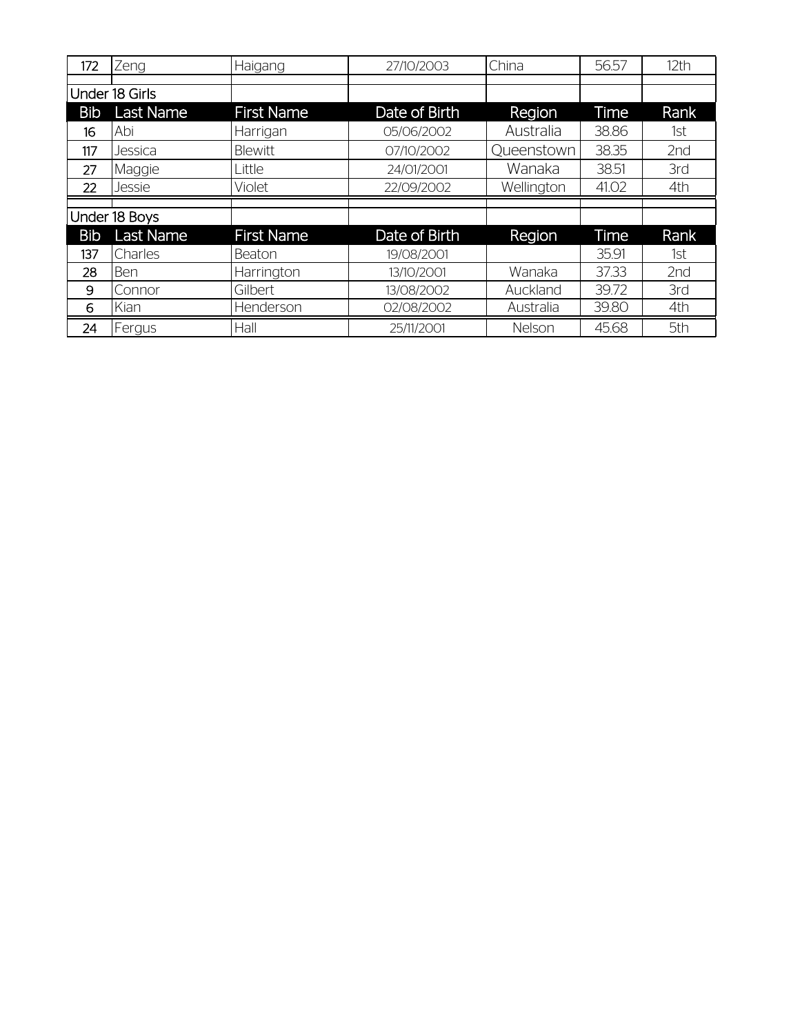| | | | | | | |
|---|---|---|---|---|---|---|
| 172 | Zeng | Haigang | 27/10/2003 | China | 56.57 | 12th |

Under 18 Girls

| Bib | Last Name | First Name | Date of Birth | Region | Time | Rank |
|---|---|---|---|---|---|---|
| 16 | Abi | Harrigan | 05/06/2002 | Australia | 38.86 | 1st |
| 117 | Jessica | Blewitt | 07/10/2002 | Queenstown | 38.35 | 2nd |
| 27 | Maggie | Little | 24/01/2001 | Wanaka | 38.51 | 3rd |
| 22 | Jessie | Violet | 22/09/2002 | Wellington | 41.02 | 4th |

Under 18 Boys

| Bib | Last Name | First Name | Date of Birth | Region | Time | Rank |
|---|---|---|---|---|---|---|
| 137 | Charles | Beaton | 19/08/2001 | | 35.91 | 1st |
| 28 | Ben | Harrington | 13/10/2001 | Wanaka | 37.33 | 2nd |
| 9 | Connor | Gilbert | 13/08/2002 | Auckland | 39.72 | 3rd |
| 6 | Kian | Henderson | 02/08/2002 | Australia | 39.80 | 4th |
| 24 | Fergus | Hall | 25/11/2001 | Nelson | 45.68 | 5th |